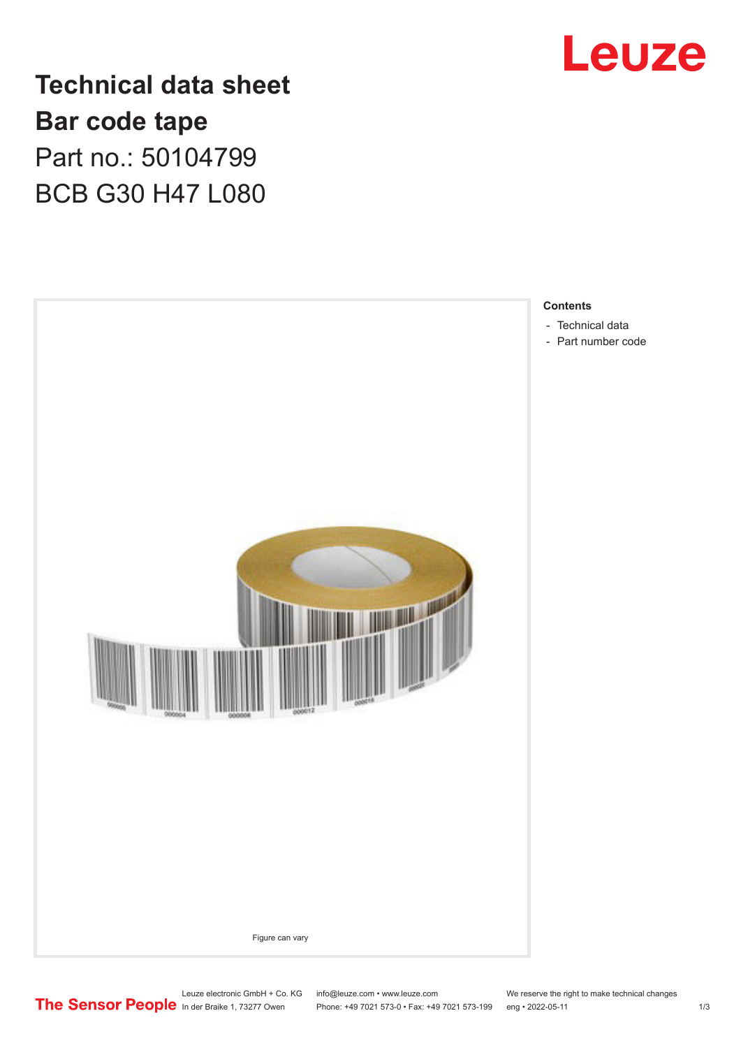# Technical data sheet

## Bar code tape

Part no.: 50104799

BCB G30 H47 L080

Leuze

Figure can vary

**Contents**

- Technical data
- Part number code

Leuze electronic GmbH + Co. KG
In der Braike 1, 73277 Owen

info@leuze.com • www.leuze.com
Phone: +49 7021 573-0 • Fax: +49 7021 573-199

We reserve the right to make technical changes
eng • 2022-05-11

The Sensor People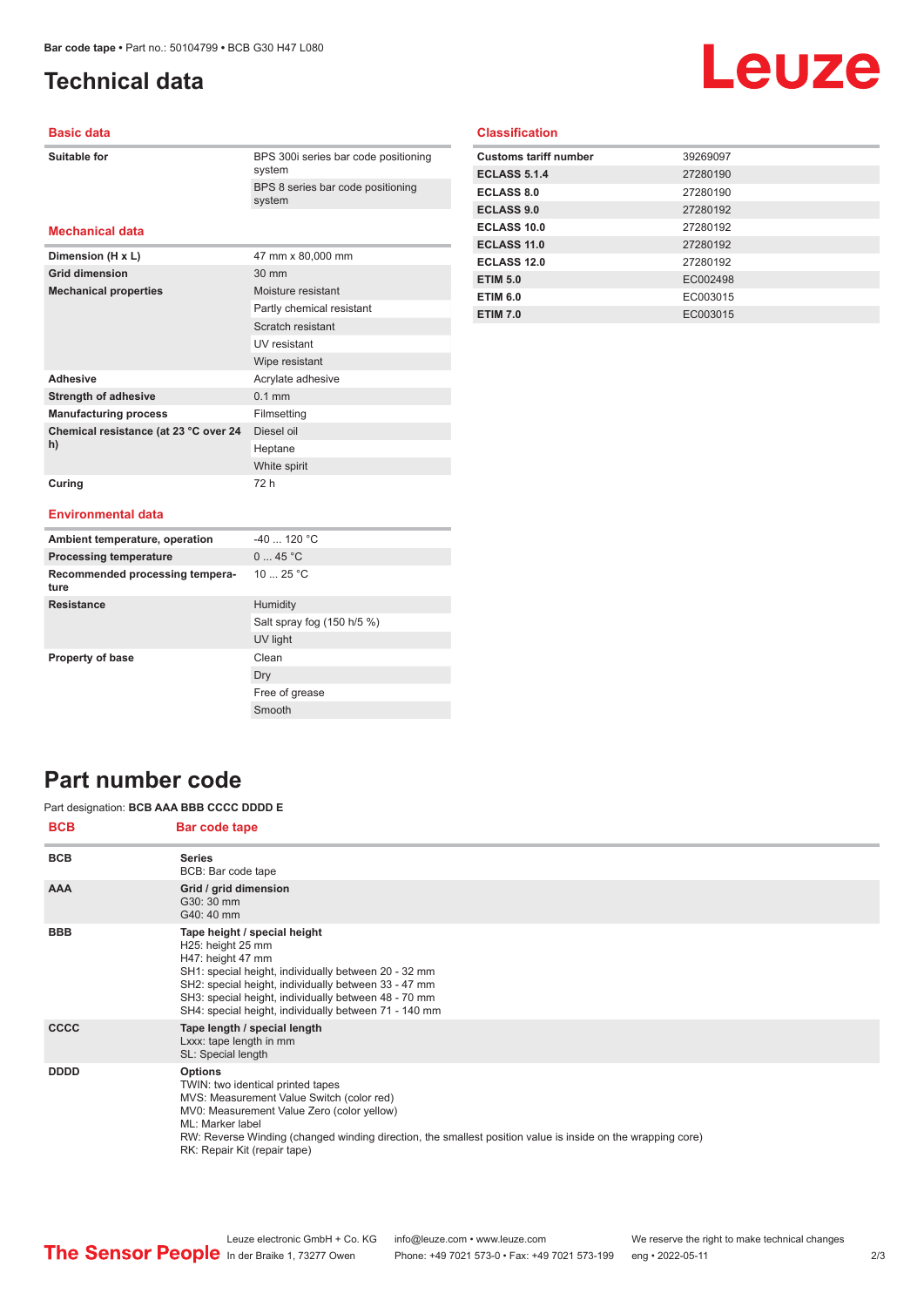# Technical data

## Basic data

| | |
|---|---|
| **Suitable for** | BPS 300i series bar code positioning system |
| | BPS 8 series bar code positioning system |

## Mechanical data

| | |
|---|---|
| **Dimension (H x L)** | 47 mm x 80,000 mm |
| **Grid dimension** | 30 mm |
| **Mechanical properties** | Moisture resistant |
| | Partly chemical resistant |
| | Scratch resistant |
| | UV resistant |
| | Wipe resistant |
| **Adhesive** | Acrylate adhesive |
| **Strength of adhesive** | 0.1 mm |
| **Manufacturing process** | Filmsetting |
| **Chemical resistance (at 23 °C over 24 h)** | Diesel oil |
| | Heptane |
| | White spirit |
| **Curing** | 72 h |

## Environmental data

| | |
|---|---|
| **Ambient temperature, operation** | -40 ... 120 °C |
| **Processing temperature** | 0 ... 45 °C |
| **Recommended processing temperature** | 10 ... 25 °C |
| **Resistance** | Humidity |
| | Salt spray fog (150 h/5 %) |
| | UV light |
| **Property of base** | Clean |
| | Dry |
| | Free of grease |
| | Smooth |

## Classification

| | |
|---|---|
| **Customs tariff number** | 39269097 |
| **ECLASS 5.1.4** | 27280190 |
| **ECLASS 8.0** | 27280190 |
| **ECLASS 9.0** | 27280192 |
| **ECLASS 10.0** | 27280192 |
| **ECLASS 11.0** | 27280192 |
| **ECLASS 12.0** | 27280192 |
| **ETIM 5.0** | EC002498 |
| **ETIM 6.0** | EC003015 |
| **ETIM 7.0** | EC003015 |

# Part number code

Part designation: **BCB AAA BBB CCCC DDDD E**

| BCB | Bar code tape |
|---|---|
| **BCB** | **Series**<br>BCB: Bar code tape |
| **AAA** | **Grid / grid dimension**<br>G30: 30 mm<br>G40: 40 mm |
| **BBB** | **Tape height / special height**<br>H25: height 25 mm<br>H47: height 47 mm<br>SH1: special height, individually between 20 - 32 mm<br>SH2: special height, individually between 33 - 47 mm<br>SH3: special height, individually between 48 - 70 mm<br>SH4: special height, individually between 71 - 140 mm |
| **CCCC** | **Tape length / special length**<br>Lxxx: tape length in mm<br>SL: Special length |
| **DDDD** | **Options**<br>TWIN: two identical printed tapes<br>MVS: Measurement Value Switch (color red)<br>MV0: Measurement Value Zero (color yellow)<br>ML: Marker label<br>RW: Reverse Winding (changed winding direction, the smallest position value is inside on the wrapping core)<br>RK: Repair Kit (repair tape) |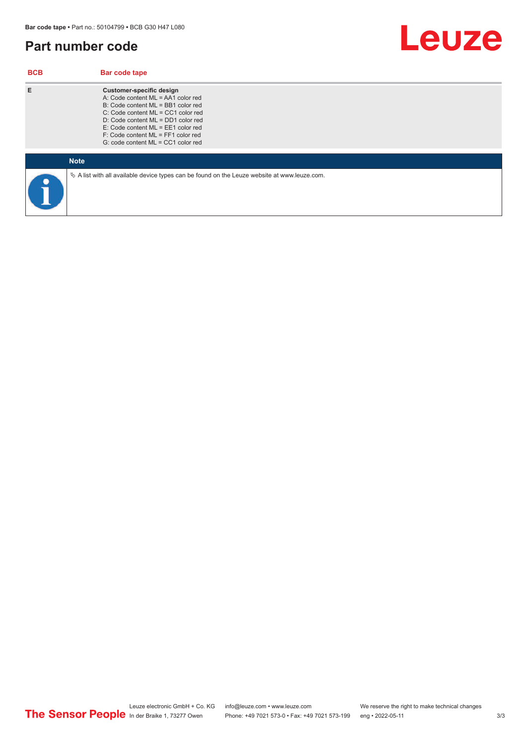# Part number code

| BCB | Bar code tape |
| --- | --- |
| E | **Customer-specific design**<br>A: Code content ML = AA1 color red<br>B: Code content ML = BB1 color red<br>C: Code content ML = CC1 color red<br>D: Code content ML = DD1 color red<br>E: Code content ML = EE1 color red<br>F: Code content ML = FF1 color red<br>G: code content ML = CC1 color red |

**Note**

↳ A list with all available device types can be found on the Leuze website at www.leuze.com.